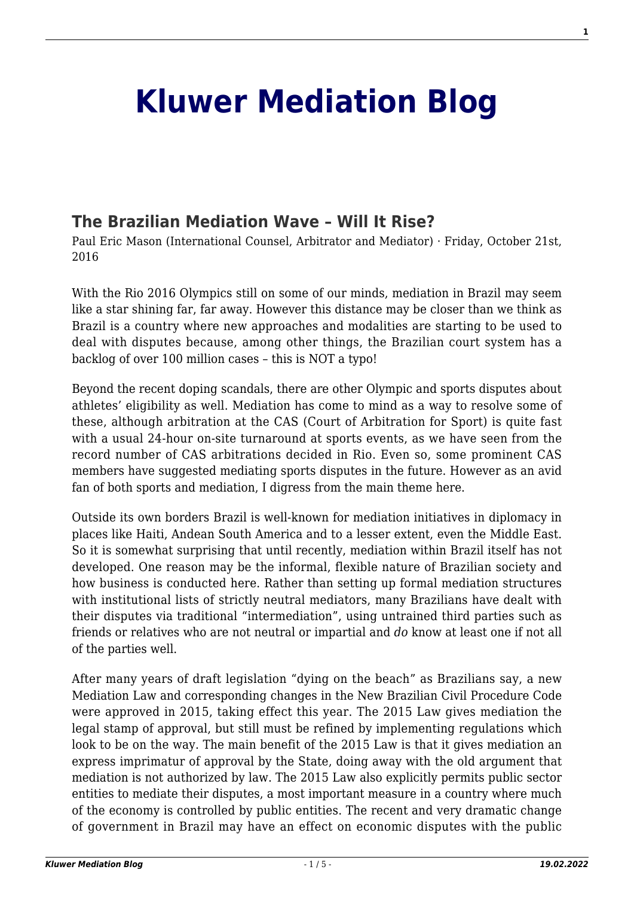# Kluwer Mediation Blog

## The Brazilian Mediation Wave – Will It Rise?

Paul Eric Mason (International Counsel, Arbitrator and Mediator) · Friday, October 21st, 2016

With the Rio 2016 Olympics still on some of our minds, mediation in Brazil may seem like a star shining far, far away. However this distance may be closer than we think as Brazil is a country where new approaches and modalities are starting to be used to deal with disputes because, among other things, the Brazilian court system has a backlog of over 100 million cases – this is NOT a typo!

Beyond the recent doping scandals, there are other Olympic and sports disputes about athletes' eligibility as well. Mediation has come to mind as a way to resolve some of these, although arbitration at the CAS (Court of Arbitration for Sport) is quite fast with a usual 24-hour on-site turnaround at sports events, as we have seen from the record number of CAS arbitrations decided in Rio. Even so, some prominent CAS members have suggested mediating sports disputes in the future. However as an avid fan of both sports and mediation, I digress from the main theme here.

Outside its own borders Brazil is well-known for mediation initiatives in diplomacy in places like Haiti, Andean South America and to a lesser extent, even the Middle East. So it is somewhat surprising that until recently, mediation within Brazil itself has not developed. One reason may be the informal, flexible nature of Brazilian society and how business is conducted here. Rather than setting up formal mediation structures with institutional lists of strictly neutral mediators, many Brazilians have dealt with their disputes via traditional "intermediation", using untrained third parties such as friends or relatives who are not neutral or impartial and *do* know at least one if not all of the parties well.

After many years of draft legislation "dying on the beach" as Brazilians say, a new Mediation Law and corresponding changes in the New Brazilian Civil Procedure Code were approved in 2015, taking effect this year. The 2015 Law gives mediation the legal stamp of approval, but still must be refined by implementing regulations which look to be on the way. The main benefit of the 2015 Law is that it gives mediation an express imprimatur of approval by the State, doing away with the old argument that mediation is not authorized by law. The 2015 Law also explicitly permits public sector entities to mediate their disputes, a most important measure in a country where much of the economy is controlled by public entities. The recent and very dramatic change of government in Brazil may have an effect on economic disputes with the public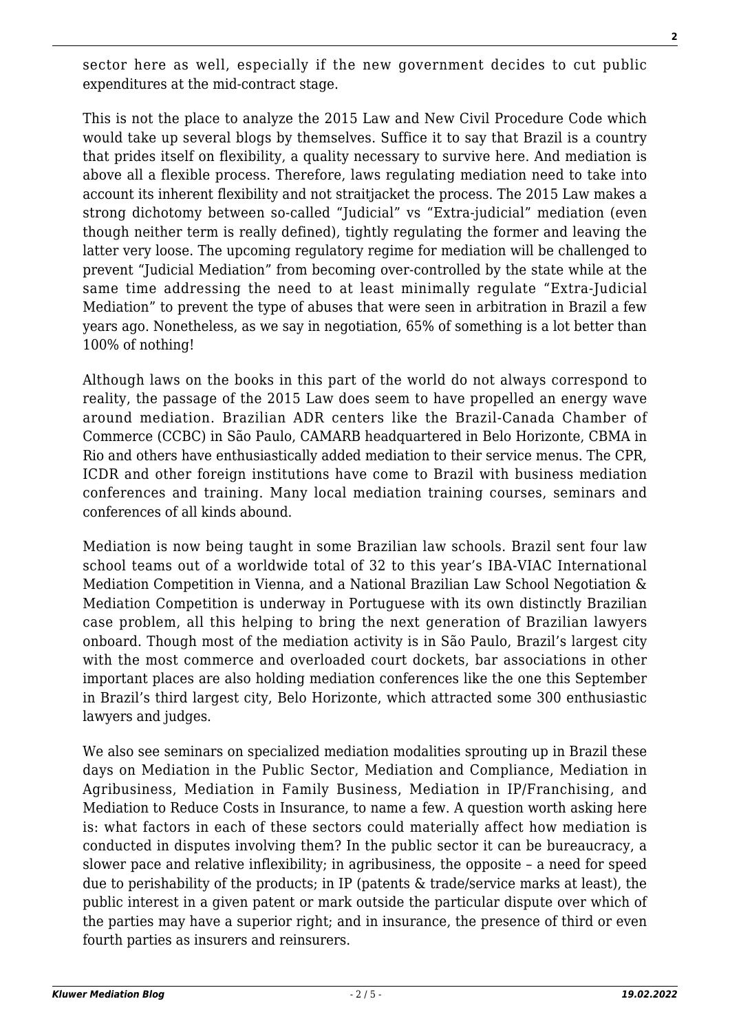sector here as well, especially if the new government decides to cut public expenditures at the mid-contract stage.

This is not the place to analyze the 2015 Law and New Civil Procedure Code which would take up several blogs by themselves. Suffice it to say that Brazil is a country that prides itself on flexibility, a quality necessary to survive here. And mediation is above all a flexible process. Therefore, laws regulating mediation need to take into account its inherent flexibility and not straitjacket the process. The 2015 Law makes a strong dichotomy between so-called "Judicial" vs "Extra-judicial" mediation (even though neither term is really defined), tightly regulating the former and leaving the latter very loose. The upcoming regulatory regime for mediation will be challenged to prevent "Judicial Mediation" from becoming over-controlled by the state while at the same time addressing the need to at least minimally regulate "Extra-Judicial Mediation" to prevent the type of abuses that were seen in arbitration in Brazil a few years ago. Nonetheless, as we say in negotiation, 65% of something is a lot better than 100% of nothing!

Although laws on the books in this part of the world do not always correspond to reality, the passage of the 2015 Law does seem to have propelled an energy wave around mediation. Brazilian ADR centers like the Brazil-Canada Chamber of Commerce (CCBC) in São Paulo, CAMARB headquartered in Belo Horizonte, CBMA in Rio and others have enthusiastically added mediation to their service menus. The CPR, ICDR and other foreign institutions have come to Brazil with business mediation conferences and training. Many local mediation training courses, seminars and conferences of all kinds abound.

Mediation is now being taught in some Brazilian law schools. Brazil sent four law school teams out of a worldwide total of 32 to this year's IBA-VIAC International Mediation Competition in Vienna, and a National Brazilian Law School Negotiation & Mediation Competition is underway in Portuguese with its own distinctly Brazilian case problem, all this helping to bring the next generation of Brazilian lawyers onboard. Though most of the mediation activity is in São Paulo, Brazil's largest city with the most commerce and overloaded court dockets, bar associations in other important places are also holding mediation conferences like the one this September in Brazil's third largest city, Belo Horizonte, which attracted some 300 enthusiastic lawyers and judges.

We also see seminars on specialized mediation modalities sprouting up in Brazil these days on Mediation in the Public Sector, Mediation and Compliance, Mediation in Agribusiness, Mediation in Family Business, Mediation in IP/Franchising, and Mediation to Reduce Costs in Insurance, to name a few. A question worth asking here is: what factors in each of these sectors could materially affect how mediation is conducted in disputes involving them? In the public sector it can be bureaucracy, a slower pace and relative inflexibility; in agribusiness, the opposite – a need for speed due to perishability of the products; in IP (patents & trade/service marks at least), the public interest in a given patent or mark outside the particular dispute over which of the parties may have a superior right; and in insurance, the presence of third or even fourth parties as insurers and reinsurers.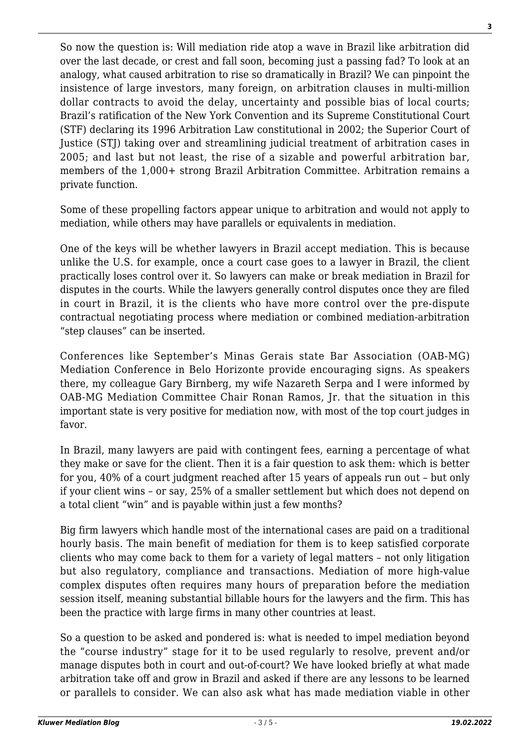So now the question is: Will mediation ride atop a wave in Brazil like arbitration did over the last decade, or crest and fall soon, becoming just a passing fad? To look at an analogy, what caused arbitration to rise so dramatically in Brazil? We can pinpoint the insistence of large investors, many foreign, on arbitration clauses in multi-million dollar contracts to avoid the delay, uncertainty and possible bias of local courts; Brazil's ratification of the New York Convention and its Supreme Constitutional Court (STF) declaring its 1996 Arbitration Law constitutional in 2002; the Superior Court of Justice (STJ) taking over and streamlining judicial treatment of arbitration cases in 2005; and last but not least, the rise of a sizable and powerful arbitration bar, members of the 1,000+ strong Brazil Arbitration Committee. Arbitration remains a private function.

Some of these propelling factors appear unique to arbitration and would not apply to mediation, while others may have parallels or equivalents in mediation.

One of the keys will be whether lawyers in Brazil accept mediation. This is because unlike the U.S. for example, once a court case goes to a lawyer in Brazil, the client practically loses control over it. So lawyers can make or break mediation in Brazil for disputes in the courts. While the lawyers generally control disputes once they are filed in court in Brazil, it is the clients who have more control over the pre-dispute contractual negotiating process where mediation or combined mediation-arbitration "step clauses" can be inserted.

Conferences like September's Minas Gerais state Bar Association (OAB-MG) Mediation Conference in Belo Horizonte provide encouraging signs. As speakers there, my colleague Gary Birnberg, my wife Nazareth Serpa and I were informed by OAB-MG Mediation Committee Chair Ronan Ramos, Jr. that the situation in this important state is very positive for mediation now, with most of the top court judges in favor.

In Brazil, many lawyers are paid with contingent fees, earning a percentage of what they make or save for the client. Then it is a fair question to ask them: which is better for you, 40% of a court judgment reached after 15 years of appeals run out – but only if your client wins – or say, 25% of a smaller settlement but which does not depend on a total client "win" and is payable within just a few months?

Big firm lawyers which handle most of the international cases are paid on a traditional hourly basis. The main benefit of mediation for them is to keep satisfied corporate clients who may come back to them for a variety of legal matters – not only litigation but also regulatory, compliance and transactions. Mediation of more high-value complex disputes often requires many hours of preparation before the mediation session itself, meaning substantial billable hours for the lawyers and the firm. This has been the practice with large firms in many other countries at least.

So a question to be asked and pondered is: what is needed to impel mediation beyond the "course industry" stage for it to be used regularly to resolve, prevent and/or manage disputes both in court and out-of-court? We have looked briefly at what made arbitration take off and grow in Brazil and asked if there are any lessons to be learned or parallels to consider. We can also ask what has made mediation viable in other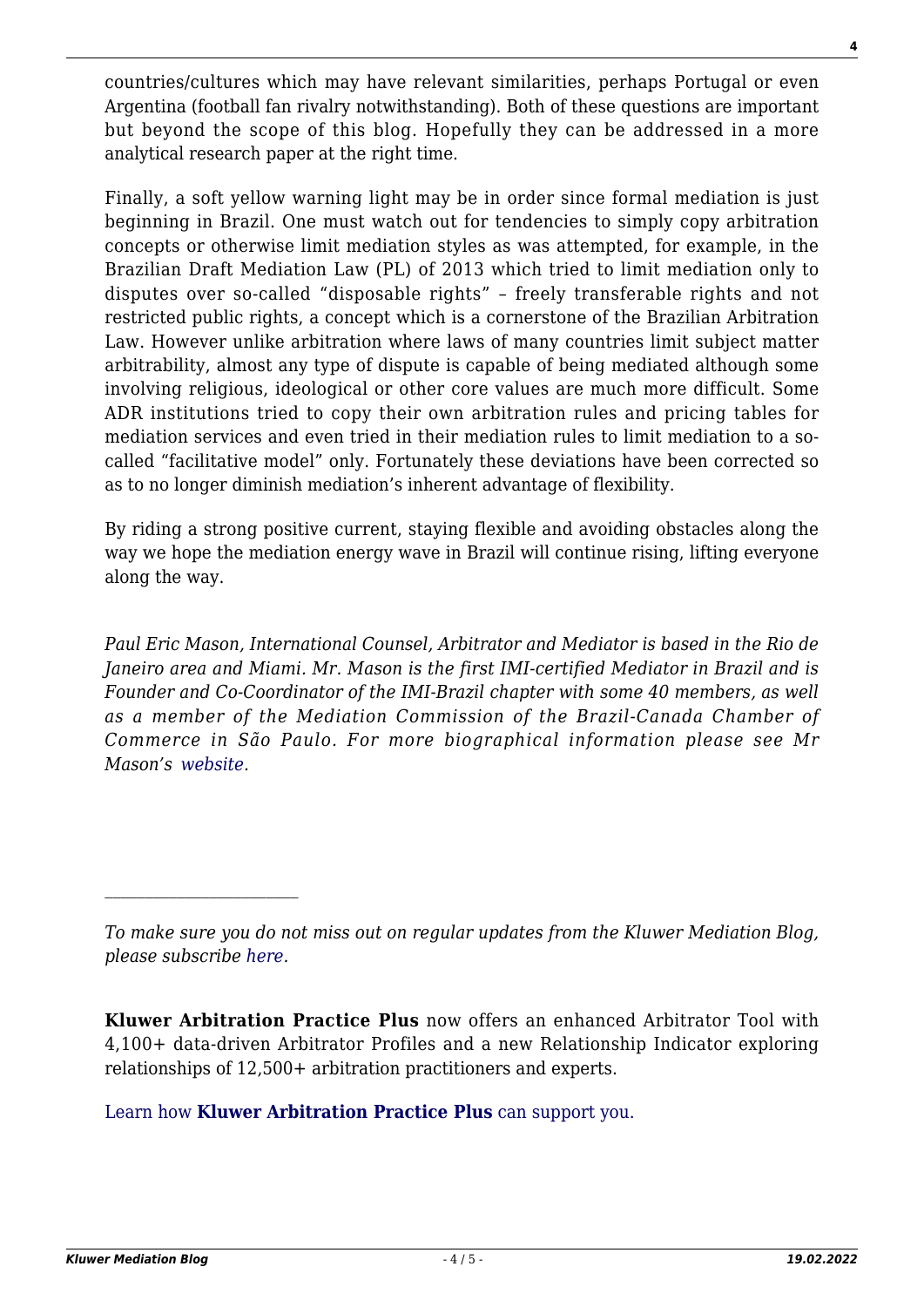countries/cultures which may have relevant similarities, perhaps Portugal or even Argentina (football fan rivalry notwithstanding). Both of these questions are important but beyond the scope of this blog. Hopefully they can be addressed in a more analytical research paper at the right time.

Finally, a soft yellow warning light may be in order since formal mediation is just beginning in Brazil. One must watch out for tendencies to simply copy arbitration concepts or otherwise limit mediation styles as was attempted, for example, in the Brazilian Draft Mediation Law (PL) of 2013 which tried to limit mediation only to disputes over so-called "disposable rights" – freely transferable rights and not restricted public rights, a concept which is a cornerstone of the Brazilian Arbitration Law. However unlike arbitration where laws of many countries limit subject matter arbitrability, almost any type of dispute is capable of being mediated although some involving religious, ideological or other core values are much more difficult. Some ADR institutions tried to copy their own arbitration rules and pricing tables for mediation services and even tried in their mediation rules to limit mediation to a so-called "facilitative model" only. Fortunately these deviations have been corrected so as to no longer diminish mediation's inherent advantage of flexibility.

By riding a strong positive current, staying flexible and avoiding obstacles along the way we hope the mediation energy wave in Brazil will continue rising, lifting everyone along the way.

*Paul Eric Mason, International Counsel, Arbitrator and Mediator is based in the Rio de Janeiro area and Miami. Mr. Mason is the first IMI-certified Mediator in Brazil and is Founder and Co-Coordinator of the IMI-Brazil chapter with some 40 members, as well as a member of the Mediation Commission of the Brazil-Canada Chamber of Commerce in São Paulo. For more biographical information please see Mr Mason's website.*

---

*To make sure you do not miss out on regular updates from the Kluwer Mediation Blog, please subscribe here.*

**Kluwer Arbitration Practice Plus** now offers an enhanced Arbitrator Tool with 4,100+ data-driven Arbitrator Profiles and a new Relationship Indicator exploring relationships of 12,500+ arbitration practitioners and experts.

Learn how **Kluwer Arbitration Practice Plus** can support you.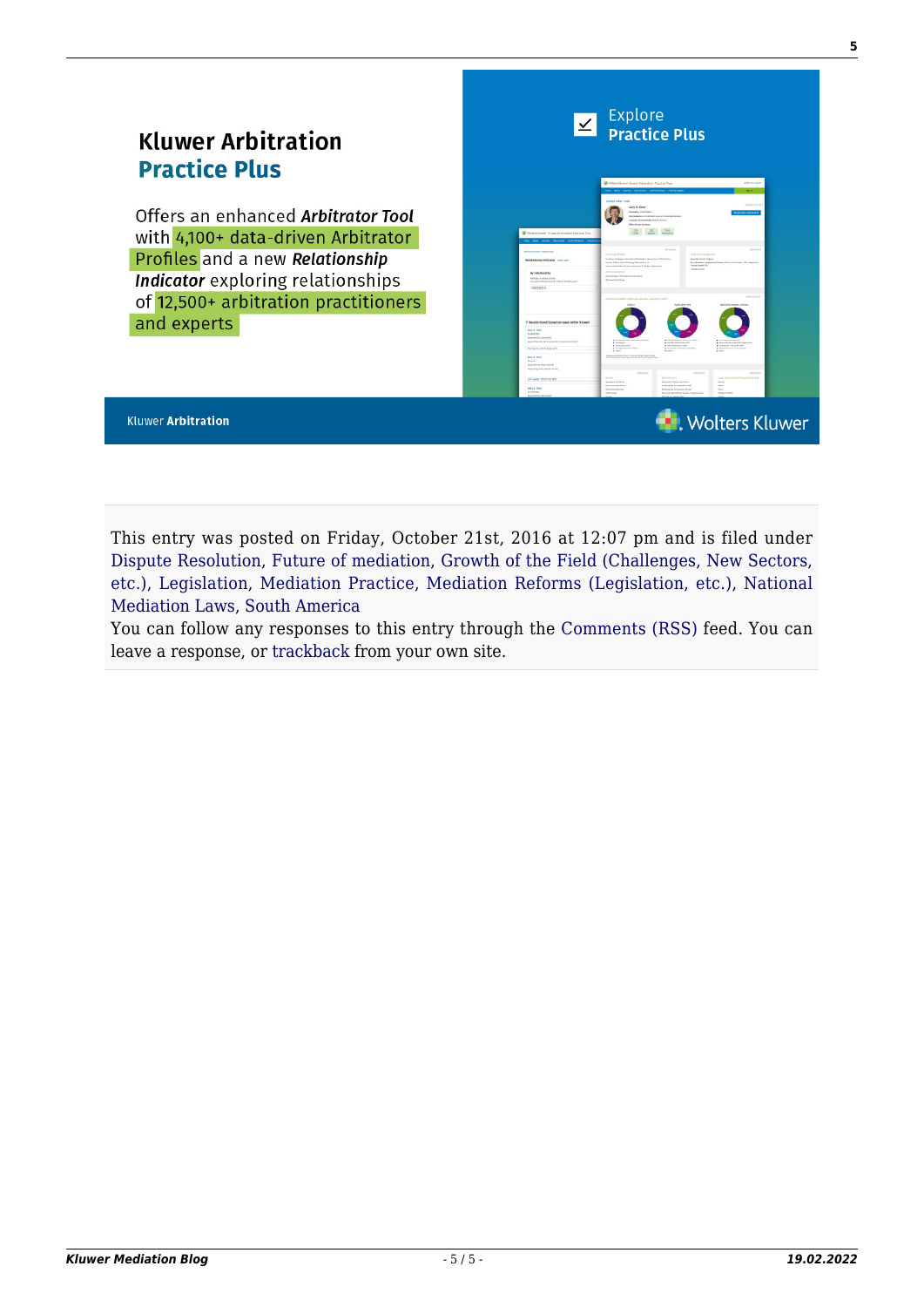## Kluwer Arbitration
## Practice Plus

Offers an enhanced ***Arbitrator Tool*** with 4,100+ data-driven Arbitrator Profiles and a new ***Relationship Indicator*** exploring relationships of 12,500+ arbitration practitioners and experts

Explore
**Practice Plus**

Kluwer **Arbitration**

Wolters Kluwer

This entry was posted on Friday, October 21st, 2016 at 12:07 pm and is filed under Dispute Resolution, Future of mediation, Growth of the Field (Challenges, New Sectors, etc.), Legislation, Mediation Practice, Mediation Reforms (Legislation, etc.), National Mediation Laws, South America

You can follow any responses to this entry through the Comments (RSS) feed. You can leave a response, or trackback from your own site.